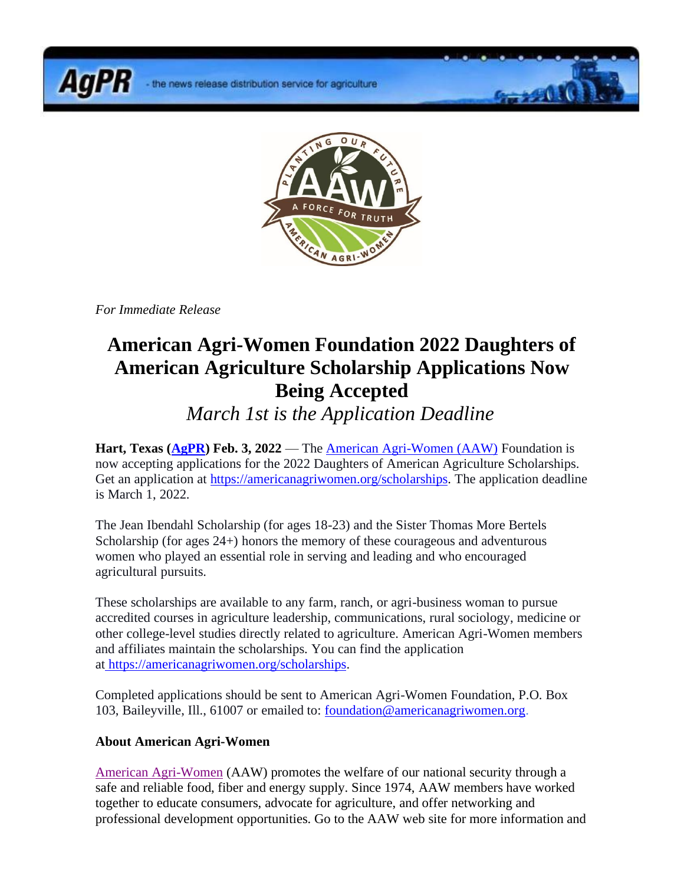AgPR - the news release distribution service for agriculture

*For Immediate Release*

# American Agri-Women Foundation 2022 Daughters of American Agriculture Scholarship Applications Now Being Accepted

*March 1st is the Application Deadline*

**Hart, Texas (AgPR) Feb. 3, 2022** — The American Agri-Women (AAW) Foundation is now accepting applications for the 2022 Daughters of American Agriculture Scholarships. Get an application at https://americanagriwomen.org/scholarships. The application deadline is March 1, 2022.

The Jean Ibendahl Scholarship (for ages 18-23) and the Sister Thomas More Bertels Scholarship (for ages 24+) honors the memory of these courageous and adventurous women who played an essential role in serving and leading and who encouraged agricultural pursuits.

These scholarships are available to any farm, ranch, or agri-business woman to pursue accredited courses in agriculture leadership, communications, rural sociology, medicine or other college-level studies directly related to agriculture. American Agri-Women members and affiliates maintain the scholarships. You can find the application at https://americanagriwomen.org/scholarships.

Completed applications should be sent to American Agri-Women Foundation, P.O. Box 103, Baileyville, Ill., 61007 or emailed to: foundation@americanagriwomen.org.

**About American Agri-Women**

American Agri-Women (AAW) promotes the welfare of our national security through a safe and reliable food, fiber and energy supply. Since 1974, AAW members have worked together to educate consumers, advocate for agriculture, and offer networking and professional development opportunities. Go to the AAW web site for more information and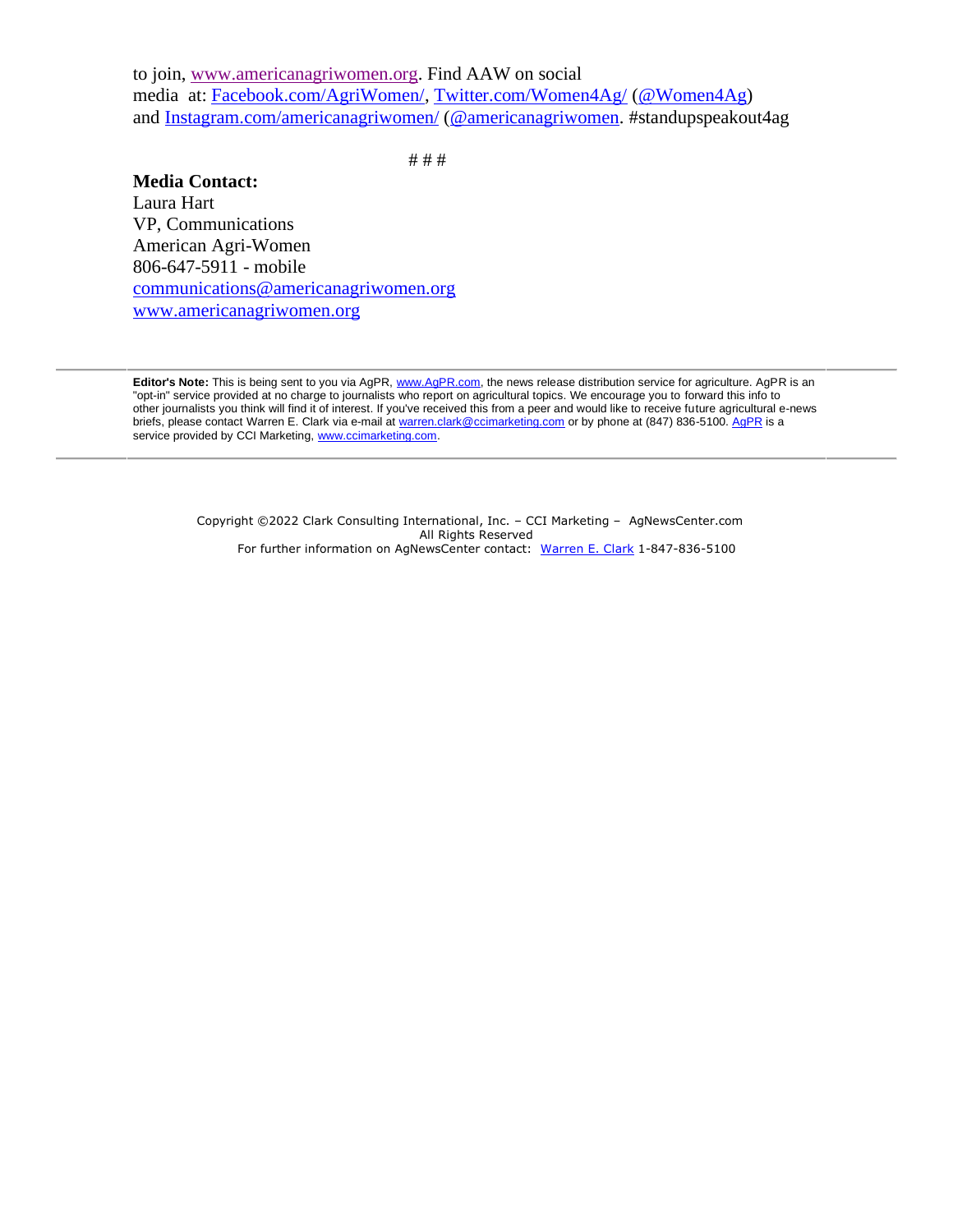to join, www.americanagriwomen.org. Find AAW on social media at: Facebook.com/AgriWomen/, Twitter.com/Women4Ag/ (@Women4Ag) and Instagram.com/americanagriwomen/ (@americanagriwomen. #standupspeakout4ag

# # #

**Media Contact:**
Laura Hart
VP, Communications
American Agri-Women
806-647-5911 - mobile
communications@americanagriwomen.org
www.americanagriwomen.org

---

**Editor's Note:** This is being sent to you via AgPR, www.AgPR.com, the news release distribution service for agriculture. AgPR is an "opt-in" service provided at no charge to journalists who report on agricultural topics. We encourage you to forward this info to other journalists you think will find it of interest. If you've received this from a peer and would like to receive future agricultural e-news briefs, please contact Warren E. Clark via e-mail at warren.clark@ccimarketing.com or by phone at (847) 836-5100. AgPR is a service provided by CCI Marketing, www.ccimarketing.com.

---

Copyright ©2022 Clark Consulting International, Inc. – CCI Marketing – AgNewsCenter.com
All Rights Reserved
For further information on AgNewsCenter contact: Warren E. Clark 1-847-836-5100